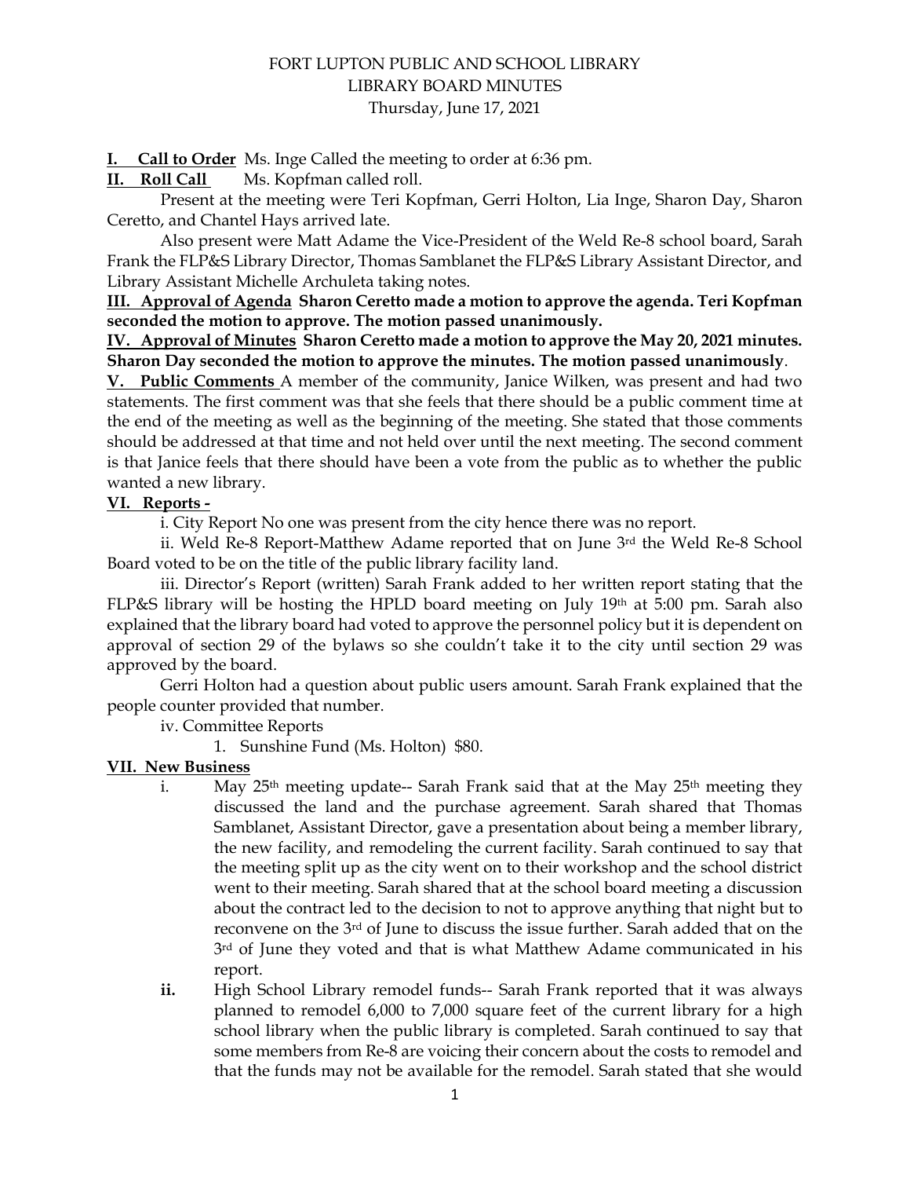FORT LUPTON PUBLIC AND SCHOOL LIBRARY
LIBRARY BOARD MINUTES
Thursday, June 17, 2021

**I. Call to Order** Ms. Inge Called the meeting to order at 6:36 pm.

**II. Roll Call** Ms. Kopfman called roll.

Present at the meeting were Teri Kopfman, Gerri Holton, Lia Inge, Sharon Day, Sharon Ceretto, and Chantel Hays arrived late.

Also present were Matt Adame the Vice-President of the Weld Re-8 school board, Sarah Frank the FLP&S Library Director, Thomas Samblanet the FLP&S Library Assistant Director, and Library Assistant Michelle Archuleta taking notes.

**III. Approval of Agenda Sharon Ceretto made a motion to approve the agenda. Teri Kopfman seconded the motion to approve. The motion passed unanimously.**

**IV. Approval of Minutes Sharon Ceretto made a motion to approve the May 20, 2021 minutes. Sharon Day seconded the motion to approve the minutes. The motion passed unanimously**.

**V. Public Comments** A member of the community, Janice Wilken, was present and had two statements. The first comment was that she feels that there should be a public comment time at the end of the meeting as well as the beginning of the meeting. She stated that those comments should be addressed at that time and not held over until the next meeting. The second comment is that Janice feels that there should have been a vote from the public as to whether the public wanted a new library.

**VI. Reports -**

i. City Report No one was present from the city hence there was no report.

ii. Weld Re-8 Report-Matthew Adame reported that on June 3rd the Weld Re-8 School Board voted to be on the title of the public library facility land.

iii. Director's Report (written) Sarah Frank added to her written report stating that the FLP&S library will be hosting the HPLD board meeting on July 19th at 5:00 pm. Sarah also explained that the library board had voted to approve the personnel policy but it is dependent on approval of section 29 of the bylaws so she couldn't take it to the city until section 29 was approved by the board.

Gerri Holton had a question about public users amount. Sarah Frank explained that the people counter provided that number.

iv. Committee Reports

1. Sunshine Fund (Ms. Holton) $80.

**VII. New Business**

i. May 25th meeting update-- Sarah Frank said that at the May 25th meeting they discussed the land and the purchase agreement. Sarah shared that Thomas Samblanet, Assistant Director, gave a presentation about being a member library, the new facility, and remodeling the current facility. Sarah continued to say that the meeting split up as the city went on to their workshop and the school district went to their meeting. Sarah shared that at the school board meeting a discussion about the contract led to the decision to not to approve anything that night but to reconvene on the 3rd of June to discuss the issue further. Sarah added that on the 3rd of June they voted and that is what Matthew Adame communicated in his report.

**ii.** High School Library remodel funds-- Sarah Frank reported that it was always planned to remodel 6,000 to 7,000 square feet of the current library for a high school library when the public library is completed. Sarah continued to say that some members from Re-8 are voicing their concern about the costs to remodel and that the funds may not be available for the remodel. Sarah stated that she would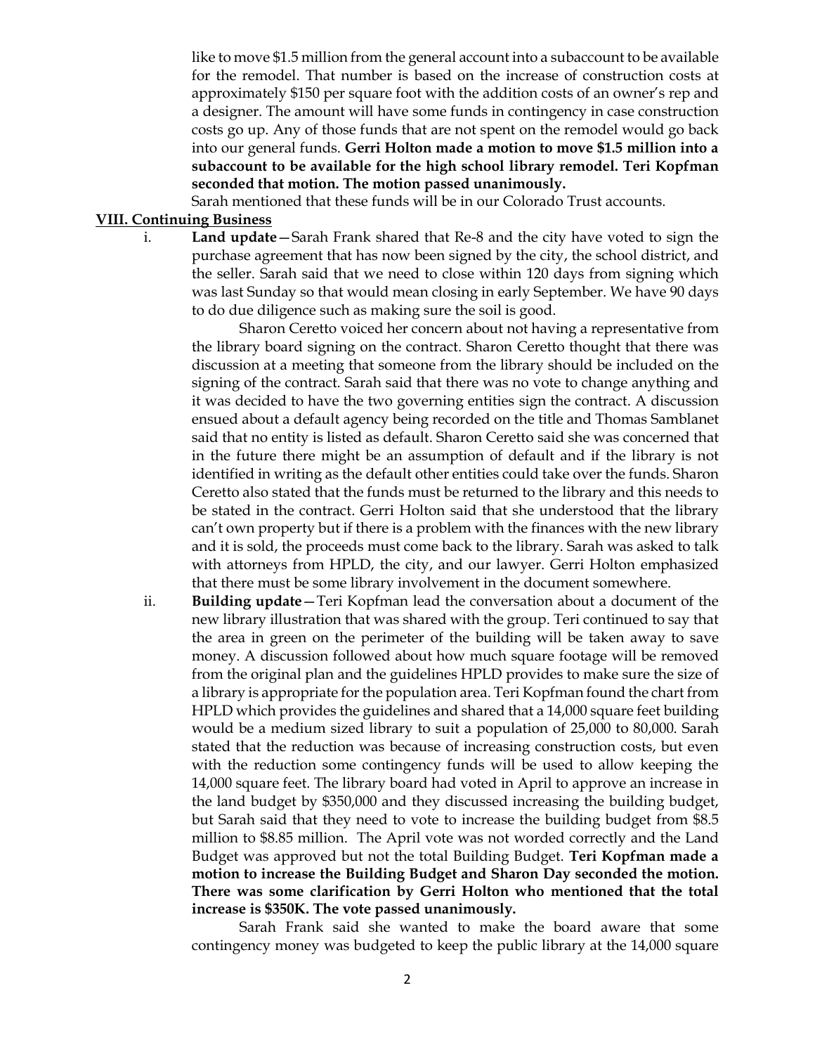like to move $1.5 million from the general account into a subaccount to be available for the remodel. That number is based on the increase of construction costs at approximately $150 per square foot with the addition costs of an owner's rep and a designer. The amount will have some funds in contingency in case construction costs go up. Any of those funds that are not spent on the remodel would go back into our general funds. **Gerri Holton made a motion to move $1.5 million into a subaccount to be available for the high school library remodel. Teri Kopfman seconded that motion. The motion passed unanimously.**

Sarah mentioned that these funds will be in our Colorado Trust accounts.

**VIII. Continuing Business**

i. **Land update**—Sarah Frank shared that Re-8 and the city have voted to sign the purchase agreement that has now been signed by the city, the school district, and the seller. Sarah said that we need to close within 120 days from signing which was last Sunday so that would mean closing in early September. We have 90 days to do due diligence such as making sure the soil is good.

Sharon Ceretto voiced her concern about not having a representative from the library board signing on the contract. Sharon Ceretto thought that there was discussion at a meeting that someone from the library should be included on the signing of the contract. Sarah said that there was no vote to change anything and it was decided to have the two governing entities sign the contract. A discussion ensued about a default agency being recorded on the title and Thomas Samblanet said that no entity is listed as default. Sharon Ceretto said she was concerned that in the future there might be an assumption of default and if the library is not identified in writing as the default other entities could take over the funds. Sharon Ceretto also stated that the funds must be returned to the library and this needs to be stated in the contract. Gerri Holton said that she understood that the library can't own property but if there is a problem with the finances with the new library and it is sold, the proceeds must come back to the library. Sarah was asked to talk with attorneys from HPLD, the city, and our lawyer. Gerri Holton emphasized that there must be some library involvement in the document somewhere.

ii. **Building update**—Teri Kopfman lead the conversation about a document of the new library illustration that was shared with the group. Teri continued to say that the area in green on the perimeter of the building will be taken away to save money. A discussion followed about how much square footage will be removed from the original plan and the guidelines HPLD provides to make sure the size of a library is appropriate for the population area. Teri Kopfman found the chart from HPLD which provides the guidelines and shared that a 14,000 square feet building would be a medium sized library to suit a population of 25,000 to 80,000. Sarah stated that the reduction was because of increasing construction costs, but even with the reduction some contingency funds will be used to allow keeping the 14,000 square feet. The library board had voted in April to approve an increase in the land budget by $350,000 and they discussed increasing the building budget, but Sarah said that they need to vote to increase the building budget from $8.5 million to $8.85 million. The April vote was not worded correctly and the Land Budget was approved but not the total Building Budget. **Teri Kopfman made a motion to increase the Building Budget and Sharon Day seconded the motion. There was some clarification by Gerri Holton who mentioned that the total increase is $350K. The vote passed unanimously.**

Sarah Frank said she wanted to make the board aware that some contingency money was budgeted to keep the public library at the 14,000 square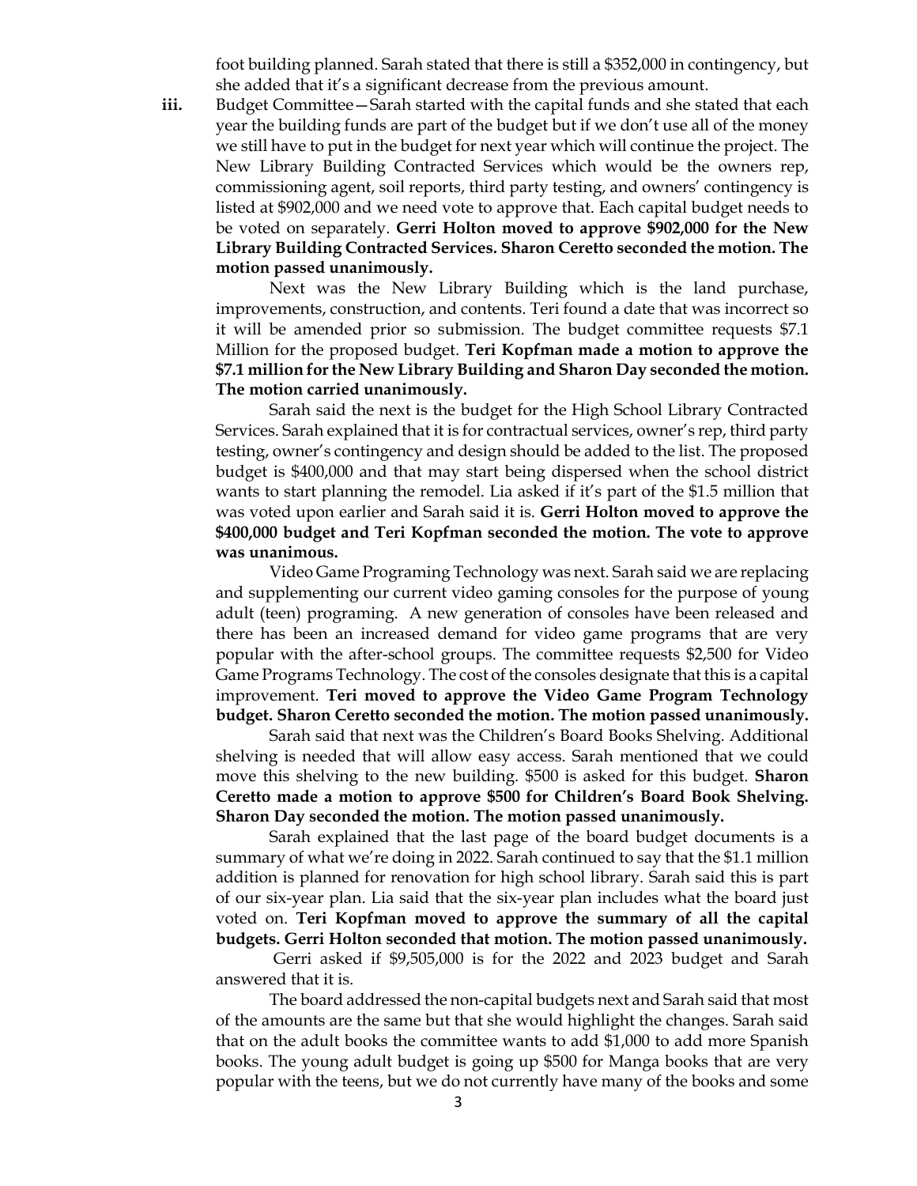foot building planned. Sarah stated that there is still a $352,000 in contingency, but she added that it's a significant decrease from the previous amount.

iii. Budget Committee—Sarah started with the capital funds and she stated that each year the building funds are part of the budget but if we don't use all of the money we still have to put in the budget for next year which will continue the project. The New Library Building Contracted Services which would be the owners rep, commissioning agent, soil reports, third party testing, and owners' contingency is listed at $902,000 and we need vote to approve that. Each capital budget needs to be voted on separately. **Gerri Holton moved to approve $902,000 for the New Library Building Contracted Services. Sharon Ceretto seconded the motion. The motion passed unanimously.**

Next was the New Library Building which is the land purchase, improvements, construction, and contents. Teri found a date that was incorrect so it will be amended prior so submission. The budget committee requests $7.1 Million for the proposed budget. **Teri Kopfman made a motion to approve the $7.1 million for the New Library Building and Sharon Day seconded the motion. The motion carried unanimously.**

Sarah said the next is the budget for the High School Library Contracted Services. Sarah explained that it is for contractual services, owner's rep, third party testing, owner's contingency and design should be added to the list. The proposed budget is $400,000 and that may start being dispersed when the school district wants to start planning the remodel. Lia asked if it's part of the $1.5 million that was voted upon earlier and Sarah said it is. **Gerri Holton moved to approve the $400,000 budget and Teri Kopfman seconded the motion. The vote to approve was unanimous.**

Video Game Programing Technology was next. Sarah said we are replacing and supplementing our current video gaming consoles for the purpose of young adult (teen) programing. A new generation of consoles have been released and there has been an increased demand for video game programs that are very popular with the after-school groups. The committee requests $2,500 for Video Game Programs Technology. The cost of the consoles designate that this is a capital improvement. **Teri moved to approve the Video Game Program Technology budget. Sharon Ceretto seconded the motion. The motion passed unanimously.**

Sarah said that next was the Children's Board Books Shelving. Additional shelving is needed that will allow easy access. Sarah mentioned that we could move this shelving to the new building. $500 is asked for this budget. **Sharon Ceretto made a motion to approve $500 for Children's Board Book Shelving. Sharon Day seconded the motion. The motion passed unanimously.**

Sarah explained that the last page of the board budget documents is a summary of what we're doing in 2022. Sarah continued to say that the $1.1 million addition is planned for renovation for high school library. Sarah said this is part of our six-year plan. Lia said that the six-year plan includes what the board just voted on. **Teri Kopfman moved to approve the summary of all the capital budgets. Gerri Holton seconded that motion. The motion passed unanimously.**

Gerri asked if $9,505,000 is for the 2022 and 2023 budget and Sarah answered that it is.

The board addressed the non-capital budgets next and Sarah said that most of the amounts are the same but that she would highlight the changes. Sarah said that on the adult books the committee wants to add $1,000 to add more Spanish books. The young adult budget is going up $500 for Manga books that are very popular with the teens, but we do not currently have many of the books and some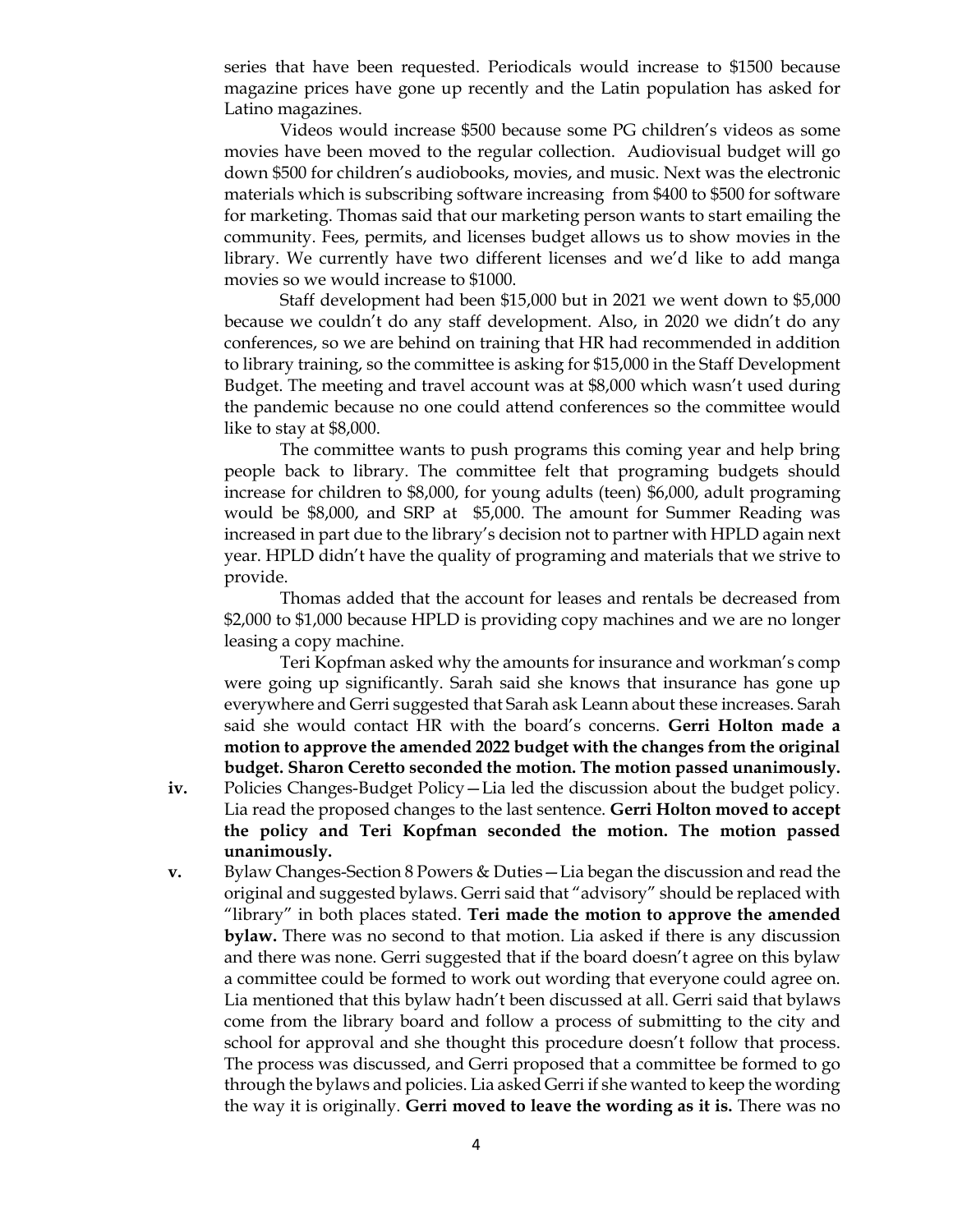series that have been requested. Periodicals would increase to $1500 because magazine prices have gone up recently and the Latin population has asked for Latino magazines.

Videos would increase $500 because some PG children's videos as some movies have been moved to the regular collection. Audiovisual budget will go down $500 for children's audiobooks, movies, and music. Next was the electronic materials which is subscribing software increasing from $400 to $500 for software for marketing. Thomas said that our marketing person wants to start emailing the community. Fees, permits, and licenses budget allows us to show movies in the library. We currently have two different licenses and we'd like to add manga movies so we would increase to $1000.

Staff development had been $15,000 but in 2021 we went down to $5,000 because we couldn't do any staff development. Also, in 2020 we didn't do any conferences, so we are behind on training that HR had recommended in addition to library training, so the committee is asking for $15,000 in the Staff Development Budget. The meeting and travel account was at $8,000 which wasn't used during the pandemic because no one could attend conferences so the committee would like to stay at $8,000.

The committee wants to push programs this coming year and help bring people back to library. The committee felt that programing budgets should increase for children to $8,000, for young adults (teen) $6,000, adult programing would be $8,000, and SRP at $5,000. The amount for Summer Reading was increased in part due to the library's decision not to partner with HPLD again next year. HPLD didn't have the quality of programing and materials that we strive to provide.

Thomas added that the account for leases and rentals be decreased from $2,000 to $1,000 because HPLD is providing copy machines and we are no longer leasing a copy machine.

Teri Kopfman asked why the amounts for insurance and workman's comp were going up significantly. Sarah said she knows that insurance has gone up everywhere and Gerri suggested that Sarah ask Leann about these increases. Sarah said she would contact HR with the board's concerns. **Gerri Holton made a motion to approve the amended 2022 budget with the changes from the original budget. Sharon Ceretto seconded the motion. The motion passed unanimously.**

**iv.** Policies Changes-Budget Policy—Lia led the discussion about the budget policy. Lia read the proposed changes to the last sentence. **Gerri Holton moved to accept the policy and Teri Kopfman seconded the motion. The motion passed unanimously.**

**v.** Bylaw Changes-Section 8 Powers & Duties—Lia began the discussion and read the original and suggested bylaws. Gerri said that "advisory" should be replaced with "library" in both places stated. **Teri made the motion to approve the amended bylaw.** There was no second to that motion. Lia asked if there is any discussion and there was none. Gerri suggested that if the board doesn't agree on this bylaw a committee could be formed to work out wording that everyone could agree on. Lia mentioned that this bylaw hadn't been discussed at all. Gerri said that bylaws come from the library board and follow a process of submitting to the city and school for approval and she thought this procedure doesn't follow that process. The process was discussed, and Gerri proposed that a committee be formed to go through the bylaws and policies. Lia asked Gerri if she wanted to keep the wording the way it is originally. **Gerri moved to leave the wording as it is.** There was no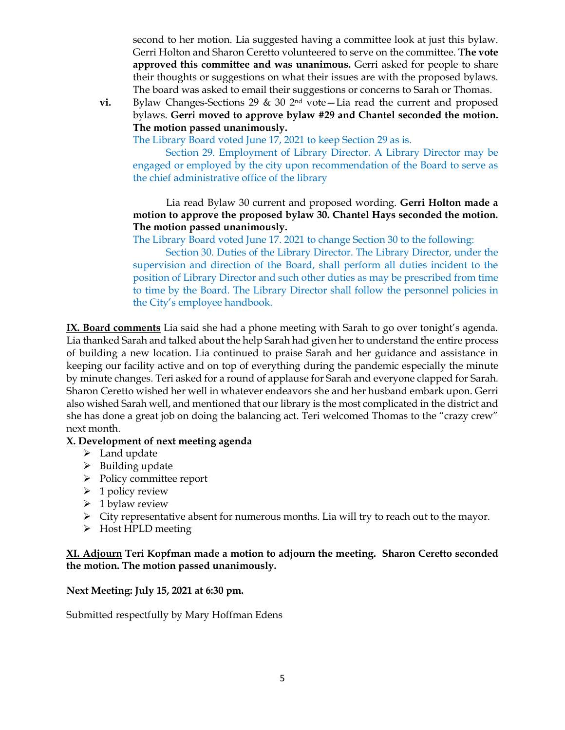second to her motion. Lia suggested having a committee look at just this bylaw. Gerri Holton and Sharon Ceretto volunteered to serve on the committee. **The vote approved this committee and was unanimous.** Gerri asked for people to share their thoughts or suggestions on what their issues are with the proposed bylaws. The board was asked to email their suggestions or concerns to Sarah or Thomas.

**vi.** Bylaw Changes-Sections 29 & 30 2nd vote—Lia read the current and proposed bylaws. **Gerri moved to approve bylaw #29 and Chantel seconded the motion. The motion passed unanimously.**

The Library Board voted June 17, 2021 to keep Section 29 as is.

Section 29. Employment of Library Director. A Library Director may be engaged or employed by the city upon recommendation of the Board to serve as the chief administrative office of the library

Lia read Bylaw 30 current and proposed wording. **Gerri Holton made a motion to approve the proposed bylaw 30. Chantel Hays seconded the motion. The motion passed unanimously.**

The Library Board voted June 17. 2021 to change Section 30 to the following:

Section 30. Duties of the Library Director. The Library Director, under the supervision and direction of the Board, shall perform all duties incident to the position of Library Director and such other duties as may be prescribed from time to time by the Board. The Library Director shall follow the personnel policies in the City's employee handbook.

**IX. Board comments** Lia said she had a phone meeting with Sarah to go over tonight's agenda. Lia thanked Sarah and talked about the help Sarah had given her to understand the entire process of building a new location. Lia continued to praise Sarah and her guidance and assistance in keeping our facility active and on top of everything during the pandemic especially the minute by minute changes. Teri asked for a round of applause for Sarah and everyone clapped for Sarah. Sharon Ceretto wished her well in whatever endeavors she and her husband embark upon. Gerri also wished Sarah well, and mentioned that our library is the most complicated in the district and she has done a great job on doing the balancing act. Teri welcomed Thomas to the "crazy crew" next month.

**X. Development of next meeting agenda**

- Land update
- Building update
- Policy committee report
- 1 policy review
- 1 bylaw review
- City representative absent for numerous months. Lia will try to reach out to the mayor.
- Host HPLD meeting

**XI. Adjourn Teri Kopfman made a motion to adjourn the meeting. Sharon Ceretto seconded the motion. The motion passed unanimously.**

**Next Meeting: July 15, 2021 at 6:30 pm.**

Submitted respectfully by Mary Hoffman Edens